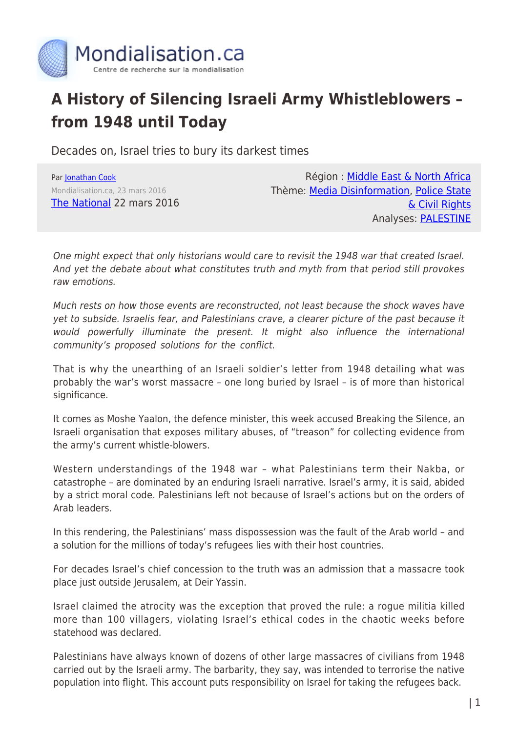# A History of Silencing Israeli Army Whistleblowers – from 1948 until Today

Decades on, Israel tries to bury its darkest times

Par [Jonathan Cook](#)
Mondialisation.ca, 23 mars 2016
[The National](#) 22 mars 2016

Région : [Middle East & North Africa](#)
Thème: [Media Disinformation](#), [Police State & Civil Rights](#)
Analyses: [PALESTINE](#)

*One might expect that only historians would care to revisit the 1948 war that created Israel. And yet the debate about what constitutes truth and myth from that period still provokes raw emotions.*

*Much rests on how those events are reconstructed, not least because the shock waves have yet to subside. Israelis fear, and Palestinians crave, a clearer picture of the past because it would powerfully illuminate the present. It might also influence the international community's proposed solutions for the conflict.*

That is why the unearthing of an Israeli soldier's letter from 1948 detailing what was probably the war's worst massacre – one long buried by Israel – is of more than historical significance.

It comes as Moshe Yaalon, the defence minister, this week accused Breaking the Silence, an Israeli organisation that exposes military abuses, of "treason" for collecting evidence from the army's current whistle-blowers.

Western understandings of the 1948 war – what Palestinians term their Nakba, or catastrophe – are dominated by an enduring Israeli narrative. Israel's army, it is said, abided by a strict moral code. Palestinians left not because of Israel's actions but on the orders of Arab leaders.

In this rendering, the Palestinians' mass dispossession was the fault of the Arab world – and a solution for the millions of today's refugees lies with their host countries.

For decades Israel's chief concession to the truth was an admission that a massacre took place just outside Jerusalem, at Deir Yassin.

Israel claimed the atrocity was the exception that proved the rule: a rogue militia killed more than 100 villagers, violating Israel's ethical codes in the chaotic weeks before statehood was declared.

Palestinians have always known of dozens of other large massacres of civilians from 1948 carried out by the Israeli army. The barbarity, they say, was intended to terrorise the native population into flight. This account puts responsibility on Israel for taking the refugees back.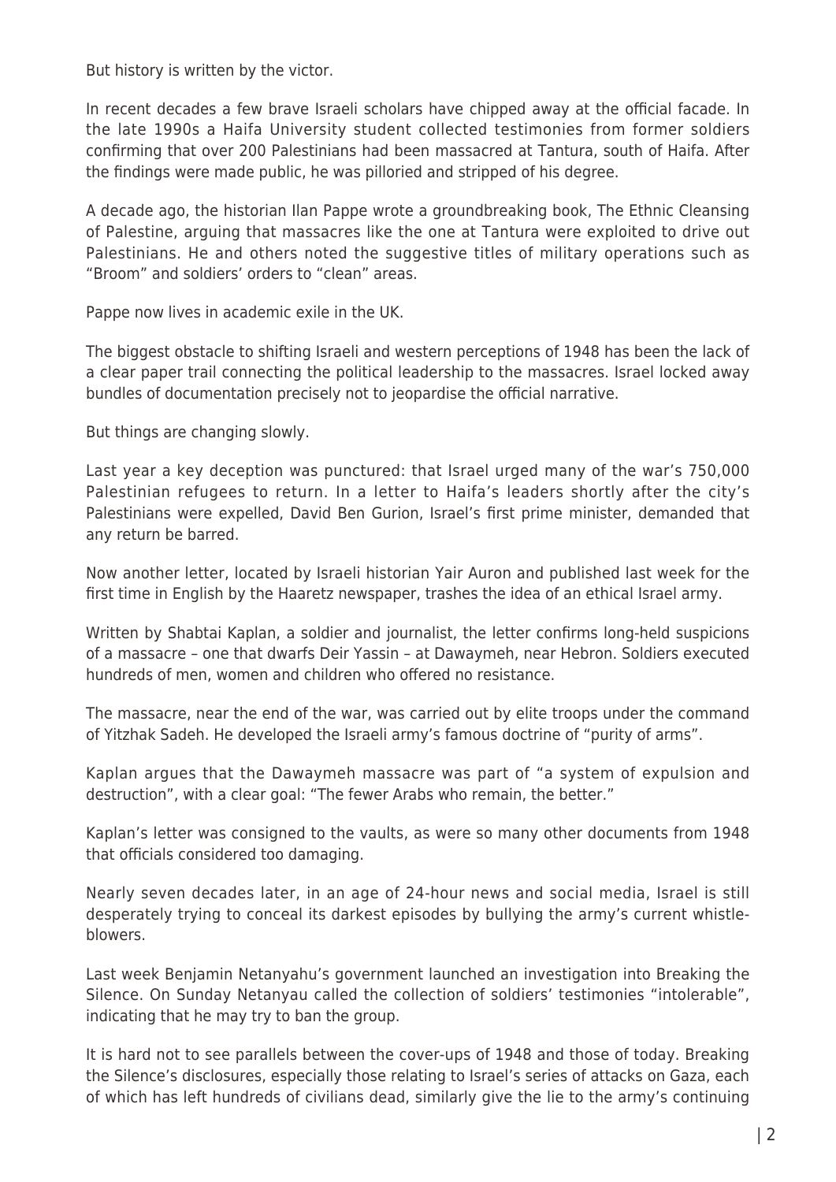But history is written by the victor.

In recent decades a few brave Israeli scholars have chipped away at the official facade. In the late 1990s a Haifa University student collected testimonies from former soldiers confirming that over 200 Palestinians had been massacred at Tantura, south of Haifa. After the findings were made public, he was pilloried and stripped of his degree.

A decade ago, the historian Ilan Pappe wrote a groundbreaking book, The Ethnic Cleansing of Palestine, arguing that massacres like the one at Tantura were exploited to drive out Palestinians. He and others noted the suggestive titles of military operations such as "Broom" and soldiers' orders to "clean" areas.

Pappe now lives in academic exile in the UK.

The biggest obstacle to shifting Israeli and western perceptions of 1948 has been the lack of a clear paper trail connecting the political leadership to the massacres. Israel locked away bundles of documentation precisely not to jeopardise the official narrative.

But things are changing slowly.

Last year a key deception was punctured: that Israel urged many of the war's 750,000 Palestinian refugees to return. In a letter to Haifa's leaders shortly after the city's Palestinians were expelled, David Ben Gurion, Israel's first prime minister, demanded that any return be barred.

Now another letter, located by Israeli historian Yair Auron and published last week for the first time in English by the Haaretz newspaper, trashes the idea of an ethical Israel army.

Written by Shabtai Kaplan, a soldier and journalist, the letter confirms long-held suspicions of a massacre – one that dwarfs Deir Yassin – at Dawaymeh, near Hebron. Soldiers executed hundreds of men, women and children who offered no resistance.

The massacre, near the end of the war, was carried out by elite troops under the command of Yitzhak Sadeh. He developed the Israeli army's famous doctrine of "purity of arms".

Kaplan argues that the Dawaymeh massacre was part of "a system of expulsion and destruction", with a clear goal: "The fewer Arabs who remain, the better."

Kaplan's letter was consigned to the vaults, as were so many other documents from 1948 that officials considered too damaging.

Nearly seven decades later, in an age of 24-hour news and social media, Israel is still desperately trying to conceal its darkest episodes by bullying the army's current whistle-blowers.

Last week Benjamin Netanyahu's government launched an investigation into Breaking the Silence. On Sunday Netanyau called the collection of soldiers' testimonies "intolerable", indicating that he may try to ban the group.

It is hard not to see parallels between the cover-ups of 1948 and those of today. Breaking the Silence's disclosures, especially those relating to Israel's series of attacks on Gaza, each of which has left hundreds of civilians dead, similarly give the lie to the army's continuing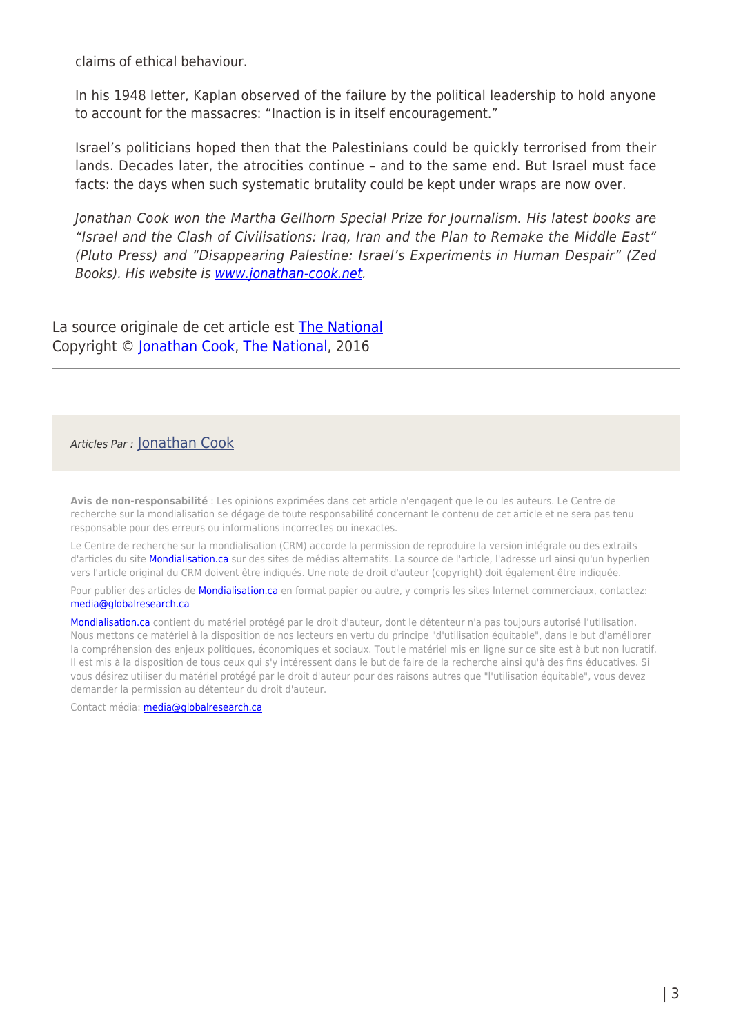claims of ethical behaviour.

In his 1948 letter, Kaplan observed of the failure by the political leadership to hold anyone to account for the massacres: "Inaction is in itself encouragement."

Israel's politicians hoped then that the Palestinians could be quickly terrorised from their lands. Decades later, the atrocities continue – and to the same end. But Israel must face facts: the days when such systematic brutality could be kept under wraps are now over.

*Jonathan Cook won the Martha Gellhorn Special Prize for Journalism. His latest books are "Israel and the Clash of Civilisations: Iraq, Iran and the Plan to Remake the Middle East" (Pluto Press) and "Disappearing Palestine: Israel's Experiments in Human Despair" (Zed Books). His website is [www.jonathan-cook.net](http://www.jonathan-cook.net).*

La source originale de cet article est [The National](#)
Copyright © [Jonathan Cook](#), [The National](#), 2016

---

*Articles Par :* [Jonathan Cook](#)

**Avis de non-responsabilité** : Les opinions exprimées dans cet article n'engagent que le ou les auteurs. Le Centre de recherche sur la mondialisation se dégage de toute responsabilité concernant le contenu de cet article et ne sera pas tenu responsable pour des erreurs ou informations incorrectes ou inexactes.

Le Centre de recherche sur la mondialisation (CRM) accorde la permission de reproduire la version intégrale ou des extraits d'articles du site [Mondialisation.ca](#) sur des sites de médias alternatifs. La source de l'article, l'adresse url ainsi qu'un hyperlien vers l'article original du CRM doivent être indiqués. Une note de droit d'auteur (copyright) doit également être indiquée.

Pour publier des articles de [Mondialisation.ca](#) en format papier ou autre, y compris les sites Internet commerciaux, contactez: [media@globalresearch.ca](mailto:media@globalresearch.ca)

[Mondialisation.ca](#) contient du matériel protégé par le droit d'auteur, dont le détenteur n'a pas toujours autorisé l'utilisation. Nous mettons ce matériel à la disposition de nos lecteurs en vertu du principe "d'utilisation équitable", dans le but d'améliorer la compréhension des enjeux politiques, économiques et sociaux. Tout le matériel mis en ligne sur ce site est à but non lucratif. Il est mis à la disposition de tous ceux qui s'y intéressent dans le but de faire de la recherche ainsi qu'à des fins éducatives. Si vous désirez utiliser du matériel protégé par le droit d'auteur pour des raisons autres que "l'utilisation équitable", vous devez demander la permission au détenteur du droit d'auteur.

Contact média: [media@globalresearch.ca](mailto:media@globalresearch.ca)